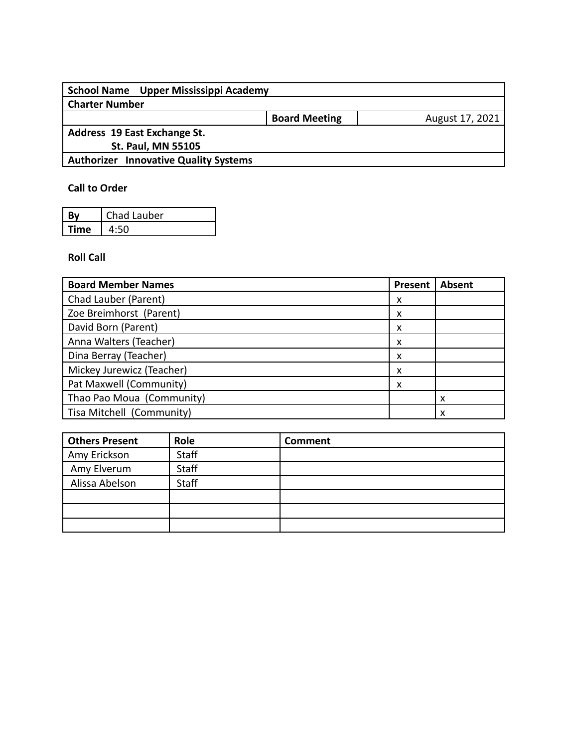| **School Name** Upper Mississippi Academy | | |
|---|---|---|
| **Charter Number** | | |
| | **Board Meeting** | August 17, 2021 |
| **Address** 19 East Exchange St.<br>St. Paul, MN 55105 | | |
| **Authorizer** Innovative Quality Systems | | |

**Call to Order**

| **By** | Chad Lauber |
|---|---|
| **Time** | 4:50 |

**Roll Call**

| Board Member Names | Present | Absent |
|---|---|---|
| Chad Lauber (Parent) | x | |
| Zoe Breimhorst (Parent) | x | |
| David Born (Parent) | x | |
| Anna Walters (Teacher) | x | |
| Dina Berray (Teacher) | x | |
| Mickey Jurewicz (Teacher) | x | |
| Pat Maxwell (Community) | x | |
| Thao Pao Moua (Community) | | x |
| Tisa Mitchell (Community) | | x |

| Others Present | Role | Comment |
|---|---|---|
| Amy Erickson | Staff | |
| Amy Elverum | Staff | |
| Alissa Abelson | Staff | |
| | | |
| | | |
| | | |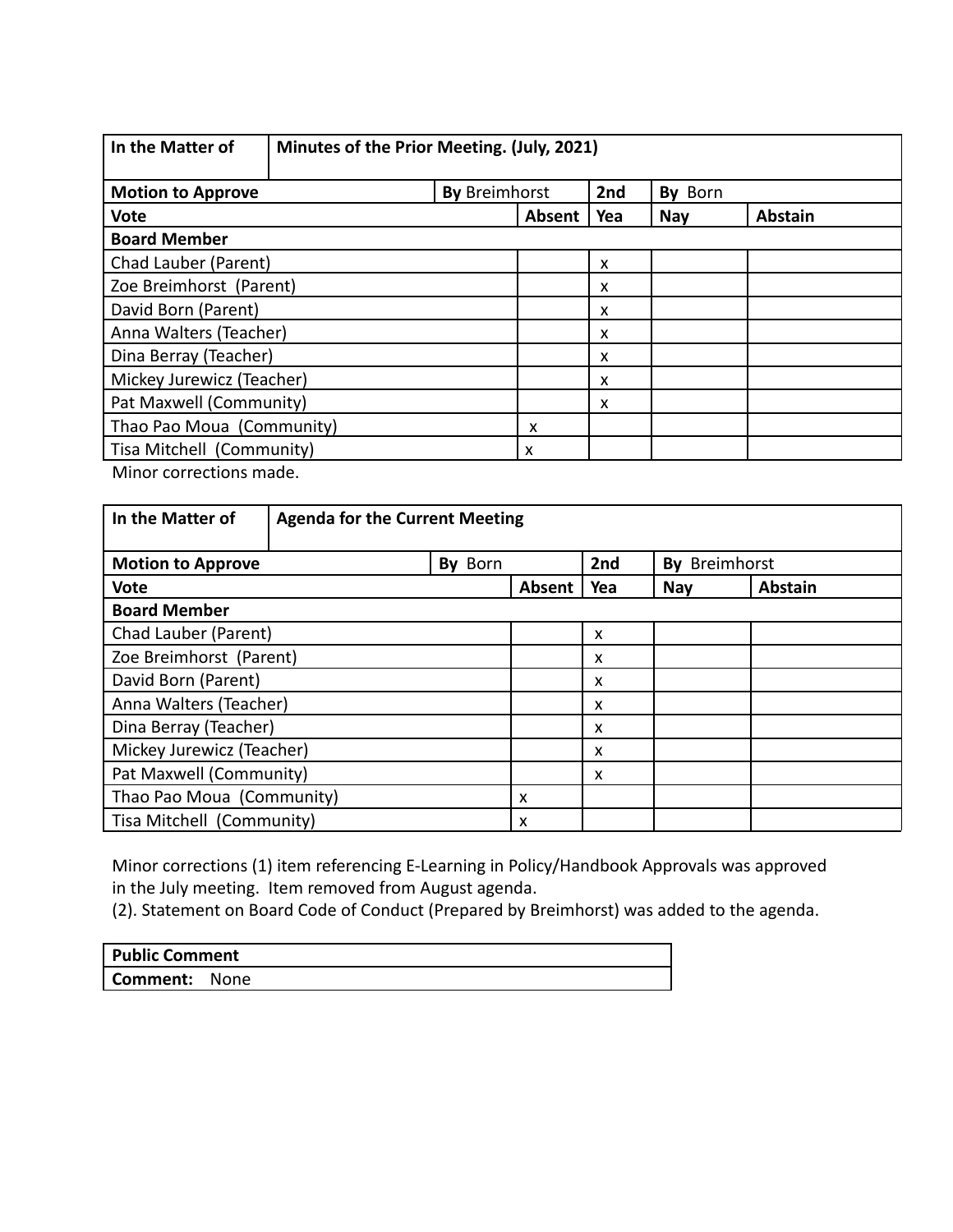| In the Matter of | Minutes of the Prior Meeting. (July, 2021) | | | | |
|---|---|---|---|---|---|
| **Motion to Approve** | | **By** Breimhorst | **2nd** | **By** Born | |
| **Vote** | | **Absent** | **Yea** | **Nay** | **Abstain** |
| **Board Member** | | | | | |
| Chad Lauber (Parent) | | | x | | |
| Zoe Breimhorst (Parent) | | | x | | |
| David Born (Parent) | | | x | | |
| Anna Walters (Teacher) | | | x | | |
| Dina Berray (Teacher) | | | x | | |
| Mickey Jurewicz (Teacher) | | | x | | |
| Pat Maxwell (Community) | | | x | | |
| Thao Pao Moua (Community) | | x | | | |
| Tisa Mitchell (Community) | | x | | | |

Minor corrections made.

| In the Matter of | Agenda for the Current Meeting | | | | |
|---|---|---|---|---|---|
| **Motion to Approve** | | **By** Born | **2nd** | **By** Breimhorst | |
| **Vote** | | **Absent** | **Yea** | **Nay** | **Abstain** |
| **Board Member** | | | | | |
| Chad Lauber (Parent) | | | x | | |
| Zoe Breimhorst (Parent) | | | x | | |
| David Born (Parent) | | | x | | |
| Anna Walters (Teacher) | | | x | | |
| Dina Berray (Teacher) | | | x | | |
| Mickey Jurewicz (Teacher) | | | x | | |
| Pat Maxwell (Community) | | | x | | |
| Thao Pao Moua (Community) | | x | | | |
| Tisa Mitchell (Community) | | x | | | |

Minor corrections (1) item referencing E-Learning in Policy/Handbook Approvals was approved in the July meeting. Item removed from August agenda.
(2). Statement on Board Code of Conduct (Prepared by Breimhorst) was added to the agenda.

| Public Comment |
|---|
| **Comment:** None |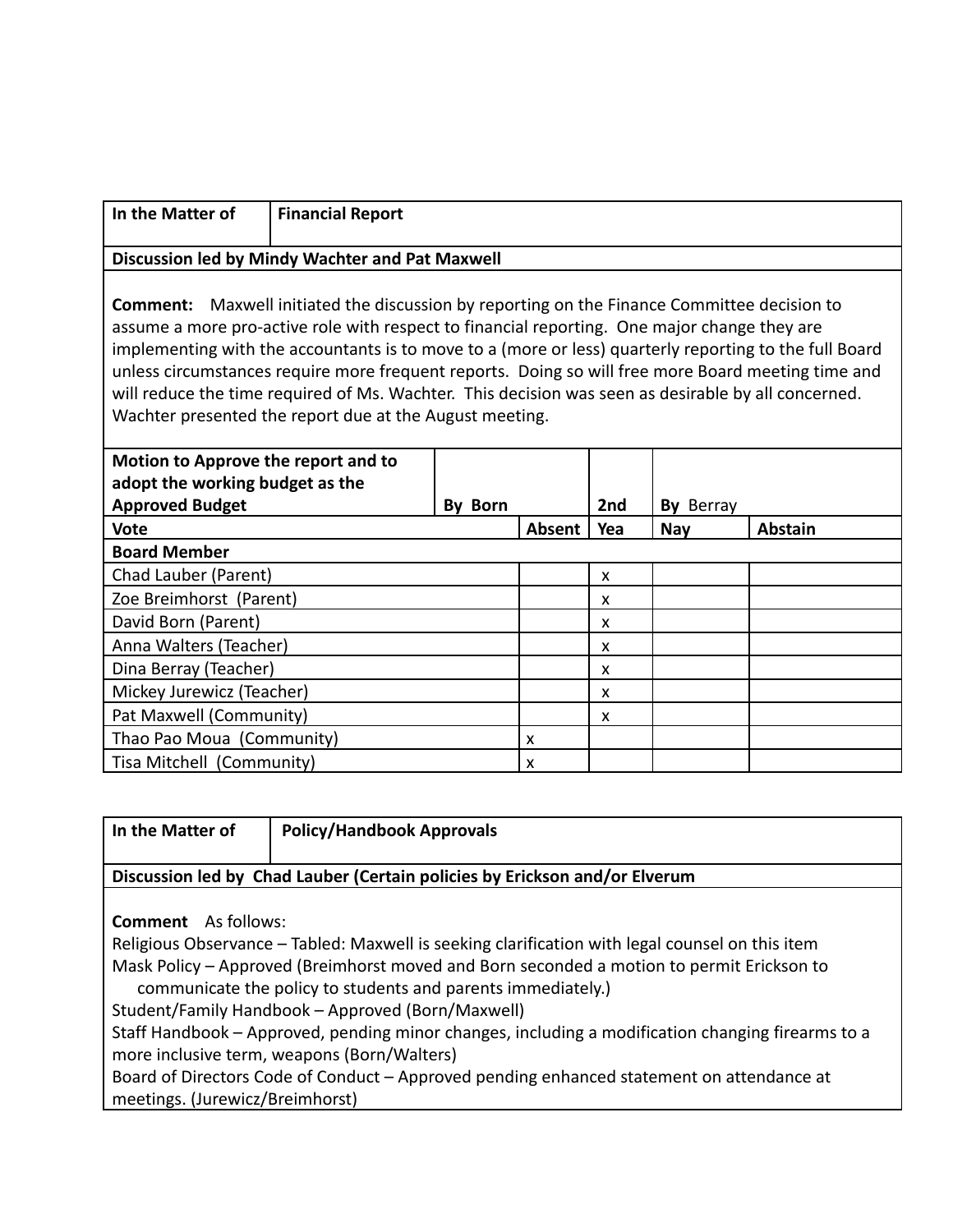| In the Matter of | Financial Report |
|---|---|

**Discussion led by Mindy Wachter and Pat Maxwell**

**Comment:** Maxwell initiated the discussion by reporting on the Finance Committee decision to assume a more pro-active role with respect to financial reporting. One major change they are implementing with the accountants is to move to a (more or less) quarterly reporting to the full Board unless circumstances require more frequent reports. Doing so will free more Board meeting time and will reduce the time required of Ms. Wachter. This decision was seen as desirable by all concerned. Wachter presented the report due at the August meeting.

| Motion to Approve the report and to adopt the working budget as the Approved Budget | By Born | | 2nd | By Berray | |
|---|---|---|---|---|---|
| **Vote** | | **Absent** | **Yea** | **Nay** | **Abstain** |
| **Board Member** | | | | | |
| Chad Lauber (Parent) | | | x | | |
| Zoe Breimhorst (Parent) | | | x | | |
| David Born (Parent) | | | x | | |
| Anna Walters (Teacher) | | | x | | |
| Dina Berray (Teacher) | | | x | | |
| Mickey Jurewicz (Teacher) | | | x | | |
| Pat Maxwell (Community) | | | x | | |
| Thao Pao Moua (Community) | | x | | | |
| Tisa Mitchell (Community) | | x | | | |

| In the Matter of | Policy/Handbook Approvals |
|---|---|

**Discussion led by Chad Lauber (Certain policies by Erickson and/or Elverum**

**Comment** As follows:

Religious Observance – Tabled: Maxwell is seeking clarification with legal counsel on this item

Mask Policy – Approved (Breimhorst moved and Born seconded a motion to permit Erickson to communicate the policy to students and parents immediately.)

Student/Family Handbook – Approved (Born/Maxwell)

Staff Handbook – Approved, pending minor changes, including a modification changing firearms to a more inclusive term, weapons (Born/Walters)

Board of Directors Code of Conduct – Approved pending enhanced statement on attendance at meetings. (Jurewicz/Breimhorst)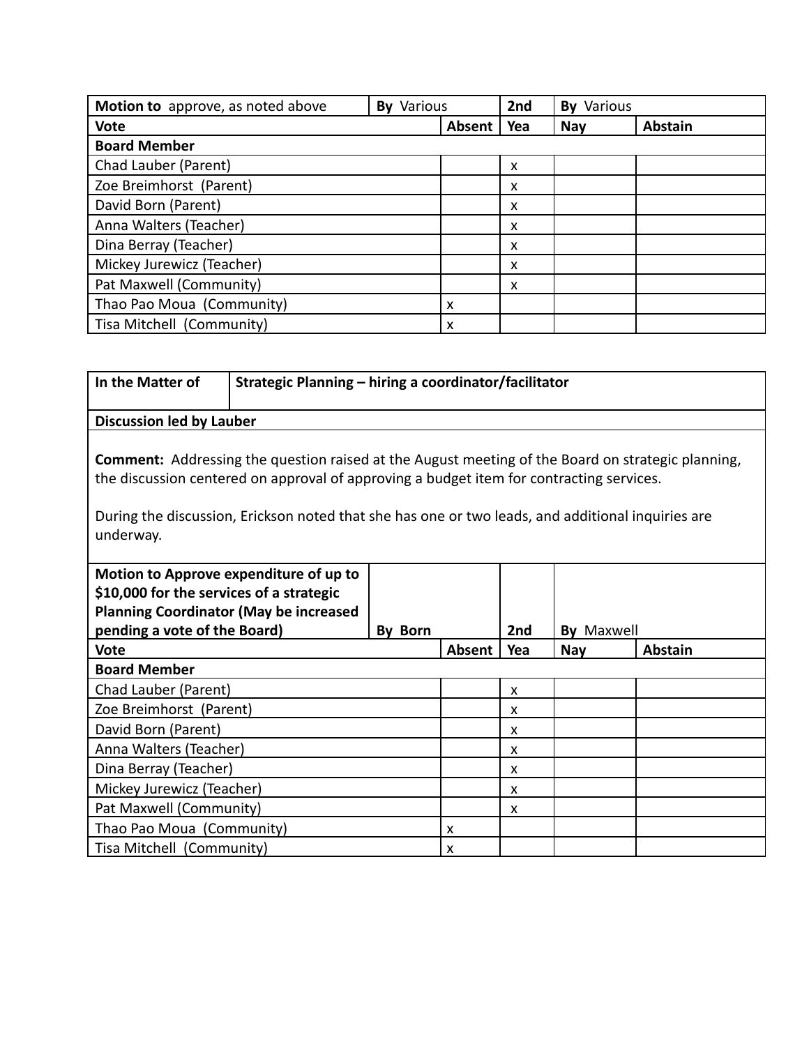| **Motion to** approve, as noted above | **By** Various | | **2nd** | **By** Various | |
|---|---|---|---|---|---|
| **Vote** | | **Absent** | **Yea** | **Nay** | **Abstain** |
| **Board Member** | | | | | |
| Chad Lauber (Parent) | | | x | | |
| Zoe Breimhorst (Parent) | | | x | | |
| David Born (Parent) | | | x | | |
| Anna Walters (Teacher) | | | x | | |
| Dina Berray (Teacher) | | | x | | |
| Mickey Jurewicz (Teacher) | | | x | | |
| Pat Maxwell (Community) | | | x | | |
| Thao Pao Moua (Community) | | x | | | |
| Tisa Mitchell (Community) | | x | | | |

| **In the Matter of** | **Strategic Planning – hiring a coordinator/facilitator** |
|---|---|
| **Discussion led by Lauber** | |

**Comment:** Addressing the question raised at the August meeting of the Board on strategic planning, the discussion centered on approval of approving a budget item for contracting services.

During the discussion, Erickson noted that she has one or two leads, and additional inquiries are underway.

| **Motion to Approve expenditure of up to $10,000 for the services of a strategic Planning Coordinator (May be increased pending a vote of the Board)** | **By** Born | | **2nd** | **By** Maxwell | |
|---|---|---|---|---|---|
| **Vote** | | **Absent** | **Yea** | **Nay** | **Abstain** |
| **Board Member** | | | | | |
| Chad Lauber (Parent) | | | x | | |
| Zoe Breimhorst (Parent) | | | x | | |
| David Born (Parent) | | | x | | |
| Anna Walters (Teacher) | | | x | | |
| Dina Berray (Teacher) | | | x | | |
| Mickey Jurewicz (Teacher) | | | x | | |
| Pat Maxwell (Community) | | | x | | |
| Thao Pao Moua (Community) | | x | | | |
| Tisa Mitchell (Community) | | x | | | |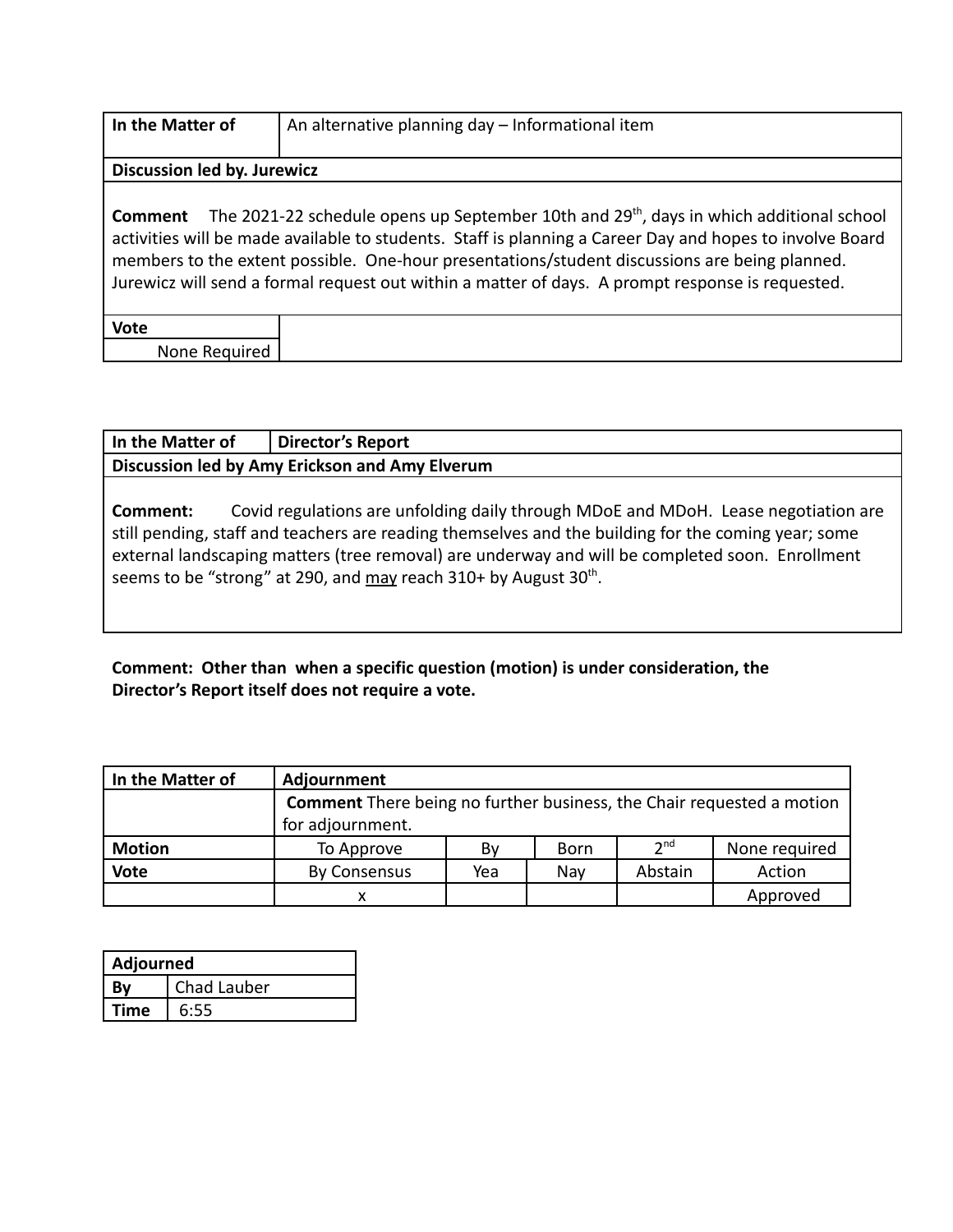| In the Matter of | An alternative planning day – Informational item |
|---|---|
| **Discussion led by. Jurewicz** | |
| **Comment** The 2021-22 schedule opens up September 10th and 29th, days in which additional school activities will be made available to students. Staff is planning a Career Day and hopes to involve Board members to the extent possible. One-hour presentations/student discussions are being planned. Jurewicz will send a formal request out within a matter of days. A prompt response is requested. | |
| **Vote** None Required | |

| In the Matter of | Director's Report |
|---|---|
| **Discussion led by Amy Erickson and Amy Elverum** | |
| **Comment:** Covid regulations are unfolding daily through MDoE and MDoH. Lease negotiation are still pending, staff and teachers are reading themselves and the building for the coming year; some external landscaping matters (tree removal) are underway and will be completed soon. Enrollment seems to be "strong" at 290, and <u>may</u> reach 310+ by August 30th. | |

**Comment: Other than when a specific question (motion) is under consideration, the Director's Report itself does not require a vote.**

| In the Matter of | Adjournment | | | | |
|---|---|---|---|---|---|
| | **Comment** There being no further business, the Chair requested a motion for adjournment. | | | | |
| **Motion** | To Approve | By | Born | 2nd | None required |
| **Vote** | By Consensus | Yea | Nay | Abstain | Action |
| | x | | | | Approved |

| Adjourned | |
|---|---|
| **By** | Chad Lauber |
| **Time** | 6:55 |